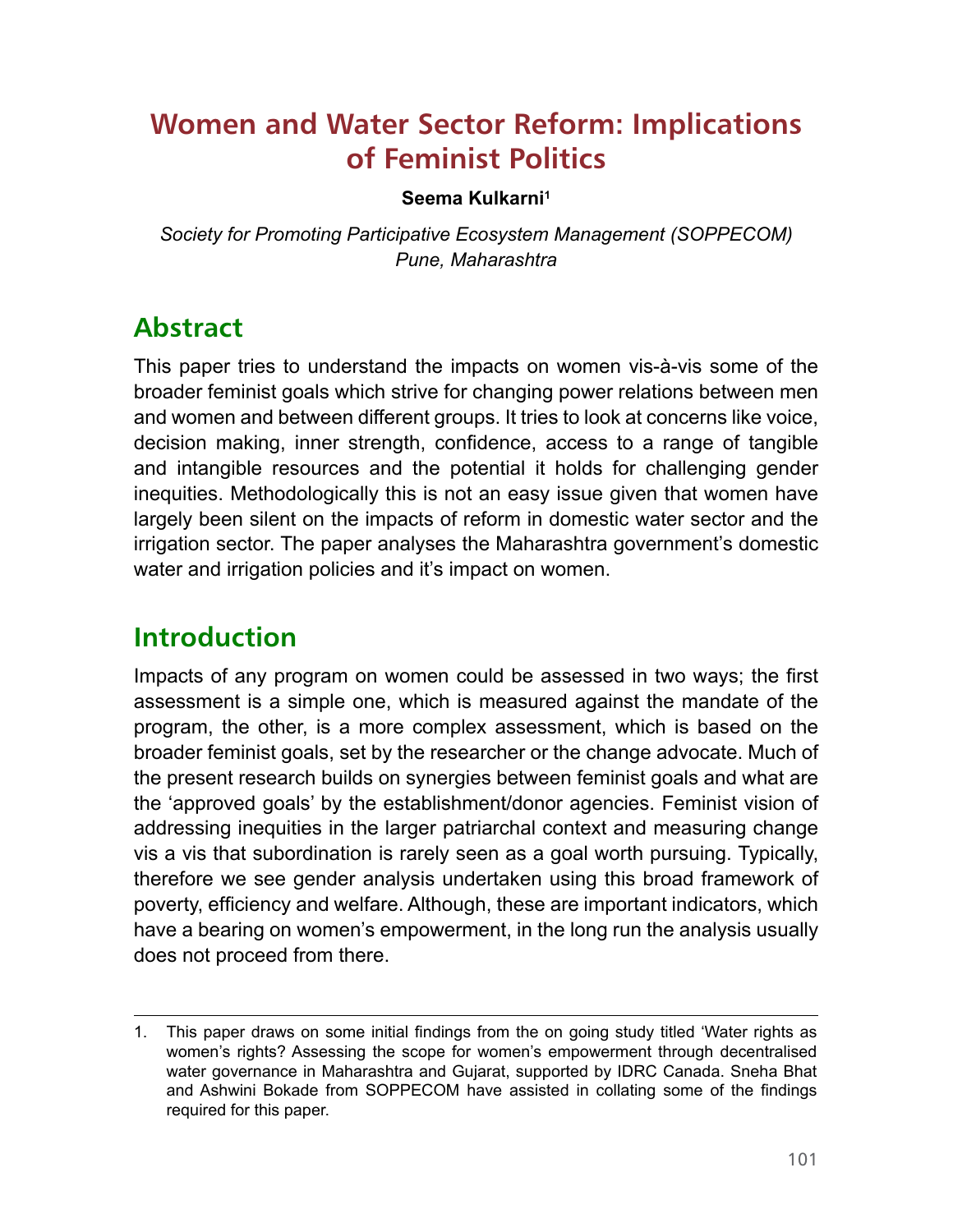# Women and Water Sector Reform: Implications of Feminist Politics

**Seema Kulkarni**[1]

*Society for Promoting Participative Ecosystem Management (SOPPECOM) Pune, Maharashtra*

## Abstract

This paper tries to understand the impacts on women vis-à-vis some of the broader feminist goals which strive for changing power relations between men and women and between different groups. It tries to look at concerns like voice, decision making, inner strength, confidence, access to a range of tangible and intangible resources and the potential it holds for challenging gender inequities. Methodologically this is not an easy issue given that women have largely been silent on the impacts of reform in domestic water sector and the irrigation sector. The paper analyses the Maharashtra government's domestic water and irrigation policies and it's impact on women.

## Introduction

Impacts of any program on women could be assessed in two ways; the first assessment is a simple one, which is measured against the mandate of the program, the other, is a more complex assessment, which is based on the broader feminist goals, set by the researcher or the change advocate. Much of the present research builds on synergies between feminist goals and what are the 'approved goals' by the establishment/donor agencies. Feminist vision of addressing inequities in the larger patriarchal context and measuring change vis a vis that subordination is rarely seen as a goal worth pursuing. Typically, therefore we see gender analysis undertaken using this broad framework of poverty, efficiency and welfare. Although, these are important indicators, which have a bearing on women's empowerment, in the long run the analysis usually does not proceed from there.

---

1. This paper draws on some initial findings from the on going study titled 'Water rights as women's rights? Assessing the scope for women's empowerment through decentralised water governance in Maharashtra and Gujarat, supported by IDRC Canada. Sneha Bhat and Ashwini Bokade from SOPPECOM have assisted in collating some of the findings required for this paper.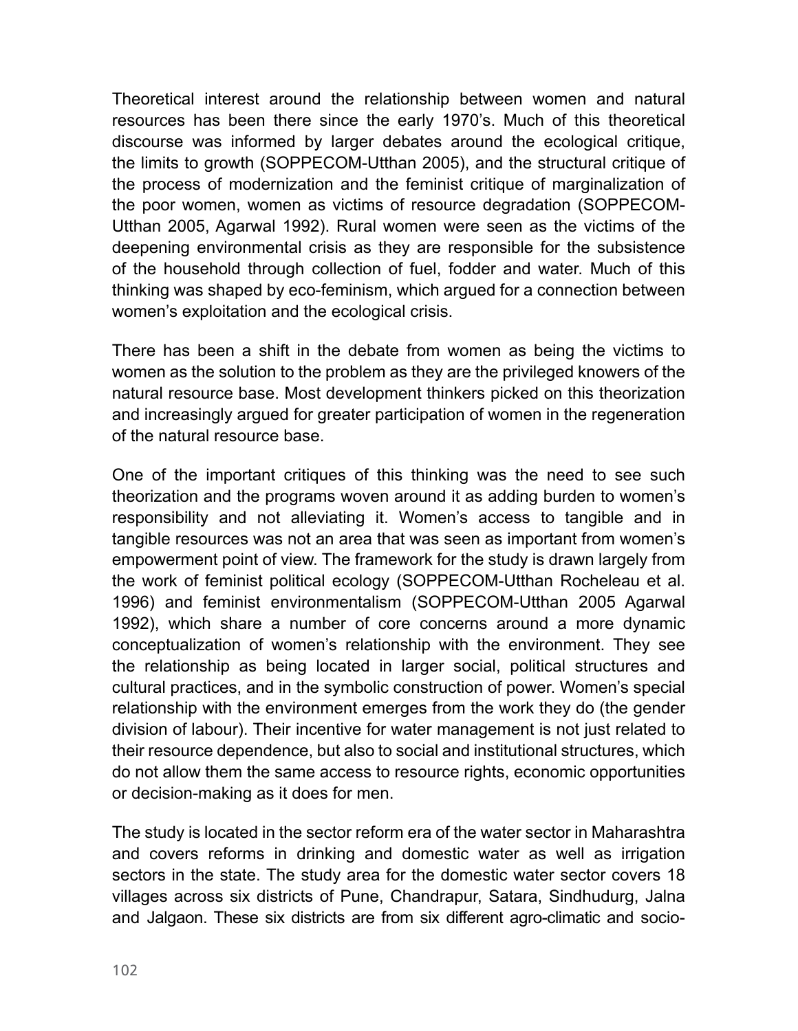Theoretical interest around the relationship between women and natural resources has been there since the early 1970's. Much of this theoretical discourse was informed by larger debates around the ecological critique, the limits to growth (SOPPECOM-Utthan 2005), and the structural critique of the process of modernization and the feminist critique of marginalization of the poor women, women as victims of resource degradation (SOPPECOM-Utthan 2005, Agarwal 1992). Rural women were seen as the victims of the deepening environmental crisis as they are responsible for the subsistence of the household through collection of fuel, fodder and water. Much of this thinking was shaped by eco-feminism, which argued for a connection between women's exploitation and the ecological crisis.

There has been a shift in the debate from women as being the victims to women as the solution to the problem as they are the privileged knowers of the natural resource base. Most development thinkers picked on this theorization and increasingly argued for greater participation of women in the regeneration of the natural resource base.

One of the important critiques of this thinking was the need to see such theorization and the programs woven around it as adding burden to women's responsibility and not alleviating it. Women's access to tangible and in tangible resources was not an area that was seen as important from women's empowerment point of view. The framework for the study is drawn largely from the work of feminist political ecology (SOPPECOM-Utthan Rocheleau et al. 1996) and feminist environmentalism (SOPPECOM-Utthan 2005 Agarwal 1992), which share a number of core concerns around a more dynamic conceptualization of women's relationship with the environment. They see the relationship as being located in larger social, political structures and cultural practices, and in the symbolic construction of power. Women's special relationship with the environment emerges from the work they do (the gender division of labour). Their incentive for water management is not just related to their resource dependence, but also to social and institutional structures, which do not allow them the same access to resource rights, economic opportunities or decision-making as it does for men.

The study is located in the sector reform era of the water sector in Maharashtra and covers reforms in drinking and domestic water as well as irrigation sectors in the state. The study area for the domestic water sector covers 18 villages across six districts of Pune, Chandrapur, Satara, Sindhudurg, Jalna and Jalgaon. These six districts are from six different agro-climatic and socio-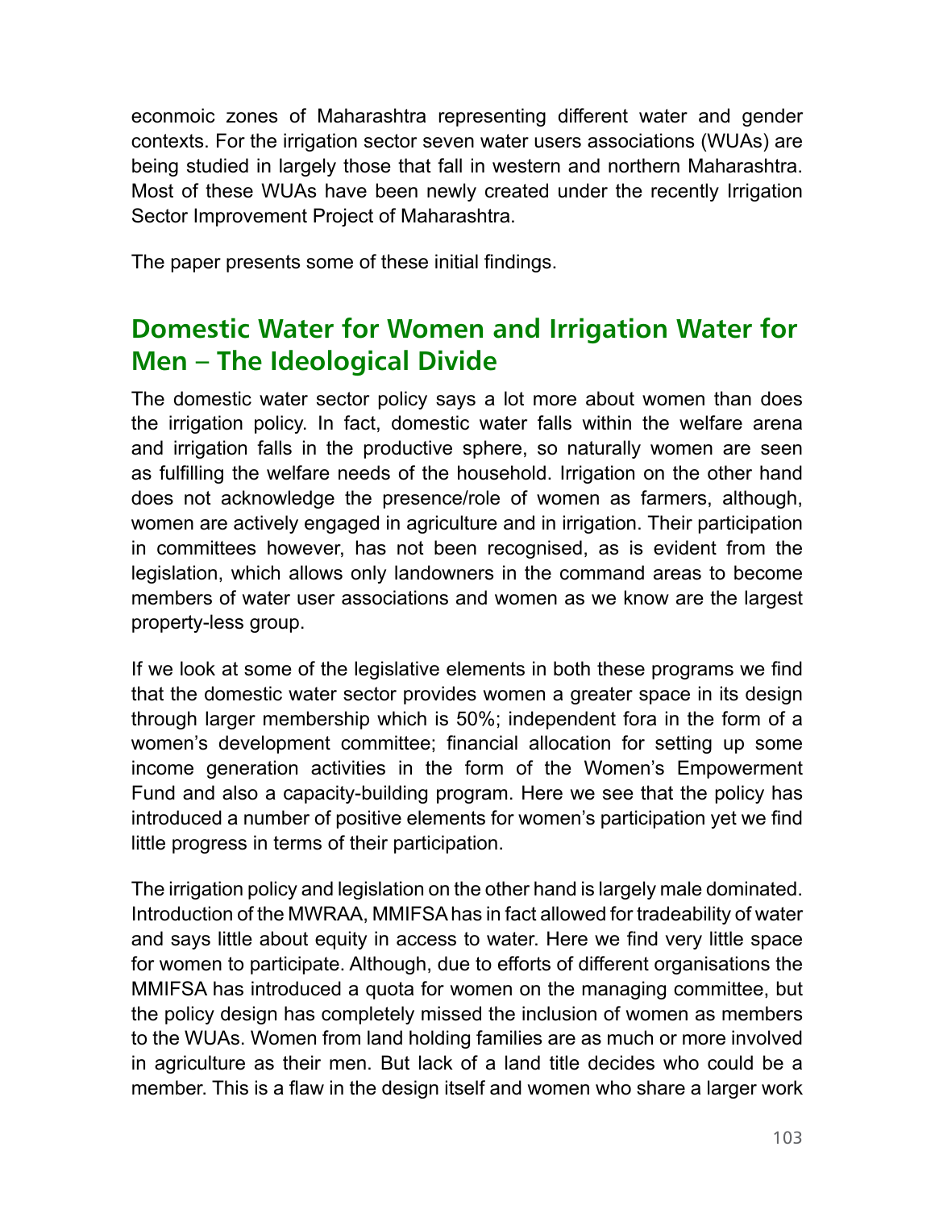econmoic zones of Maharashtra representing different water and gender contexts. For the irrigation sector seven water users associations (WUAs) are being studied in largely those that fall in western and northern Maharashtra. Most of these WUAs have been newly created under the recently Irrigation Sector Improvement Project of Maharashtra.

The paper presents some of these initial findings.

## Domestic Water for Women and Irrigation Water for Men – The Ideological Divide

The domestic water sector policy says a lot more about women than does the irrigation policy. In fact, domestic water falls within the welfare arena and irrigation falls in the productive sphere, so naturally women are seen as fulfilling the welfare needs of the household. Irrigation on the other hand does not acknowledge the presence/role of women as farmers, although, women are actively engaged in agriculture and in irrigation. Their participation in committees however, has not been recognised, as is evident from the legislation, which allows only landowners in the command areas to become members of water user associations and women as we know are the largest property-less group.

If we look at some of the legislative elements in both these programs we find that the domestic water sector provides women a greater space in its design through larger membership which is 50%; independent fora in the form of a women's development committee; financial allocation for setting up some income generation activities in the form of the Women's Empowerment Fund and also a capacity-building program. Here we see that the policy has introduced a number of positive elements for women's participation yet we find little progress in terms of their participation.

The irrigation policy and legislation on the other hand is largely male dominated. Introduction of the MWRAA, MMIFSA has in fact allowed for tradeability of water and says little about equity in access to water. Here we find very little space for women to participate. Although, due to efforts of different organisations the MMIFSA has introduced a quota for women on the managing committee, but the policy design has completely missed the inclusion of women as members to the WUAs. Women from land holding families are as much or more involved in agriculture as their men. But lack of a land title decides who could be a member. This is a flaw in the design itself and women who share a larger work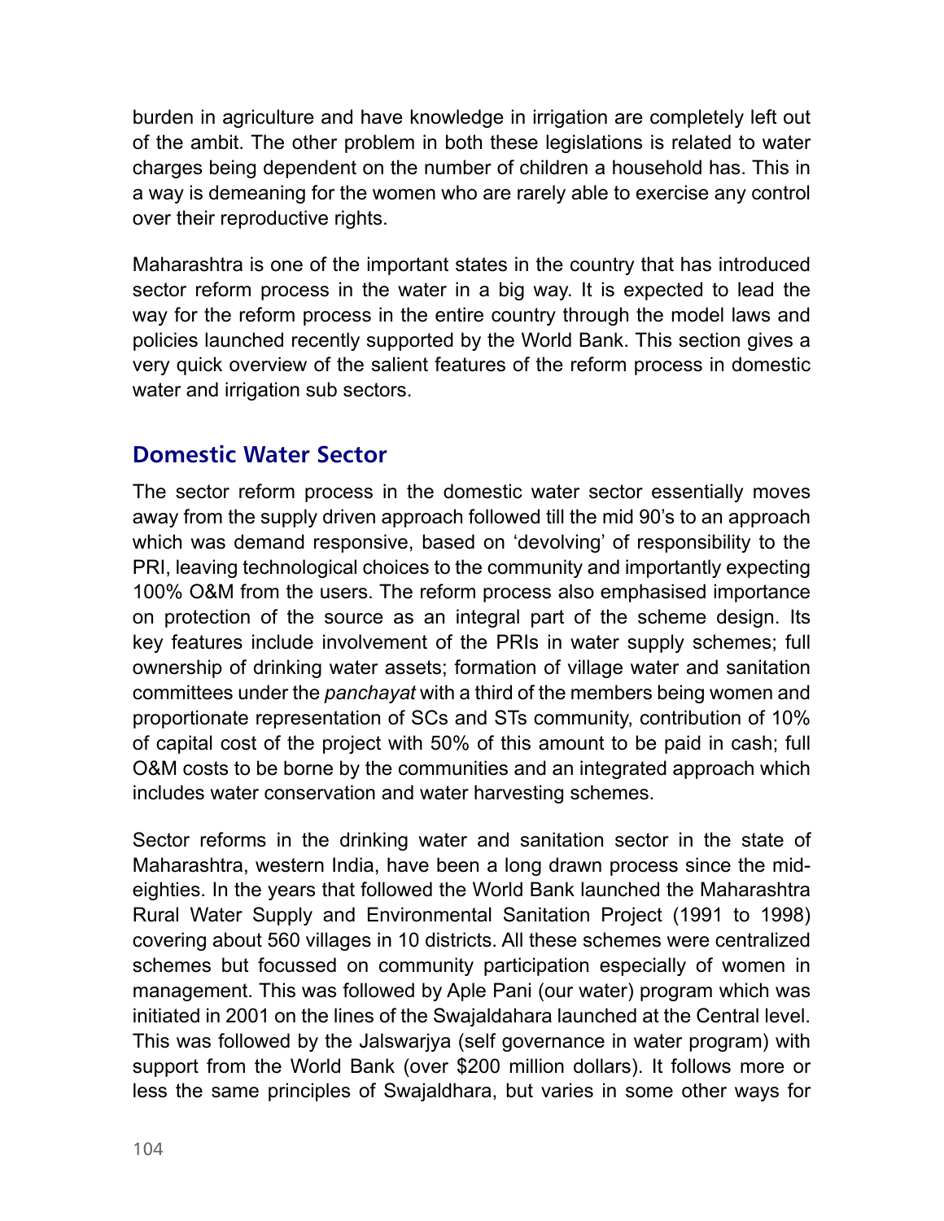burden in agriculture and have knowledge in irrigation are completely left out of the ambit. The other problem in both these legislations is related to water charges being dependent on the number of children a household has. This in a way is demeaning for the women who are rarely able to exercise any control over their reproductive rights.

Maharashtra is one of the important states in the country that has introduced sector reform process in the water in a big way. It is expected to lead the way for the reform process in the entire country through the model laws and policies launched recently supported by the World Bank. This section gives a very quick overview of the salient features of the reform process in domestic water and irrigation sub sectors.

## Domestic Water Sector

The sector reform process in the domestic water sector essentially moves away from the supply driven approach followed till the mid 90's to an approach which was demand responsive, based on 'devolving' of responsibility to the PRI, leaving technological choices to the community and importantly expecting 100% O&M from the users. The reform process also emphasised importance on protection of the source as an integral part of the scheme design. Its key features include involvement of the PRIs in water supply schemes; full ownership of drinking water assets; formation of village water and sanitation committees under the *panchayat* with a third of the members being women and proportionate representation of SCs and STs community, contribution of 10% of capital cost of the project with 50% of this amount to be paid in cash; full O&M costs to be borne by the communities and an integrated approach which includes water conservation and water harvesting schemes.

Sector reforms in the drinking water and sanitation sector in the state of Maharashtra, western India, have been a long drawn process since the mid-eighties. In the years that followed the World Bank launched the Maharashtra Rural Water Supply and Environmental Sanitation Project (1991 to 1998) covering about 560 villages in 10 districts. All these schemes were centralized schemes but focussed on community participation especially of women in management. This was followed by Aple Pani (our water) program which was initiated in 2001 on the lines of the Swajaldahara launched at the Central level. This was followed by the Jalswarjya (self governance in water program) with support from the World Bank (over $200 million dollars). It follows more or less the same principles of Swajaldhara, but varies in some other ways for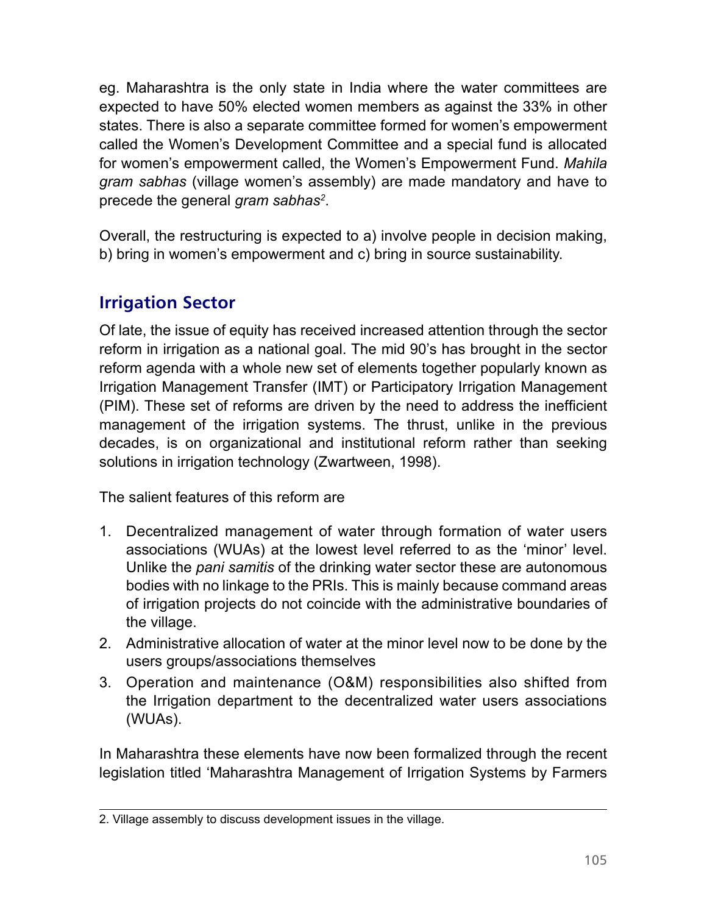eg. Maharashtra is the only state in India where the water committees are expected to have 50% elected women members as against the 33% in other states. There is also a separate committee formed for women's empowerment called the Women's Development Committee and a special fund is allocated for women's empowerment called, the Women's Empowerment Fund. *Mahila gram sabhas* (village women's assembly) are made mandatory and have to precede the general *gram sabhas*[2].

Overall, the restructuring is expected to a) involve people in decision making, b) bring in women's empowerment and c) bring in source sustainability.

## Irrigation Sector

Of late, the issue of equity has received increased attention through the sector reform in irrigation as a national goal. The mid 90's has brought in the sector reform agenda with a whole new set of elements together popularly known as Irrigation Management Transfer (IMT) or Participatory Irrigation Management (PIM). These set of reforms are driven by the need to address the inefficient management of the irrigation systems. The thrust, unlike in the previous decades, is on organizational and institutional reform rather than seeking solutions in irrigation technology (Zwartween, 1998).

The salient features of this reform are

1. Decentralized management of water through formation of water users associations (WUAs) at the lowest level referred to as the 'minor' level. Unlike the *pani samitis* of the drinking water sector these are autonomous bodies with no linkage to the PRIs. This is mainly because command areas of irrigation projects do not coincide with the administrative boundaries of the village.
2. Administrative allocation of water at the minor level now to be done by the users groups/associations themselves
3. Operation and maintenance (O&M) responsibilities also shifted from the Irrigation department to the decentralized water users associations (WUAs).

In Maharashtra these elements have now been formalized through the recent legislation titled 'Maharashtra Management of Irrigation Systems by Farmers

2. Village assembly to discuss development issues in the village.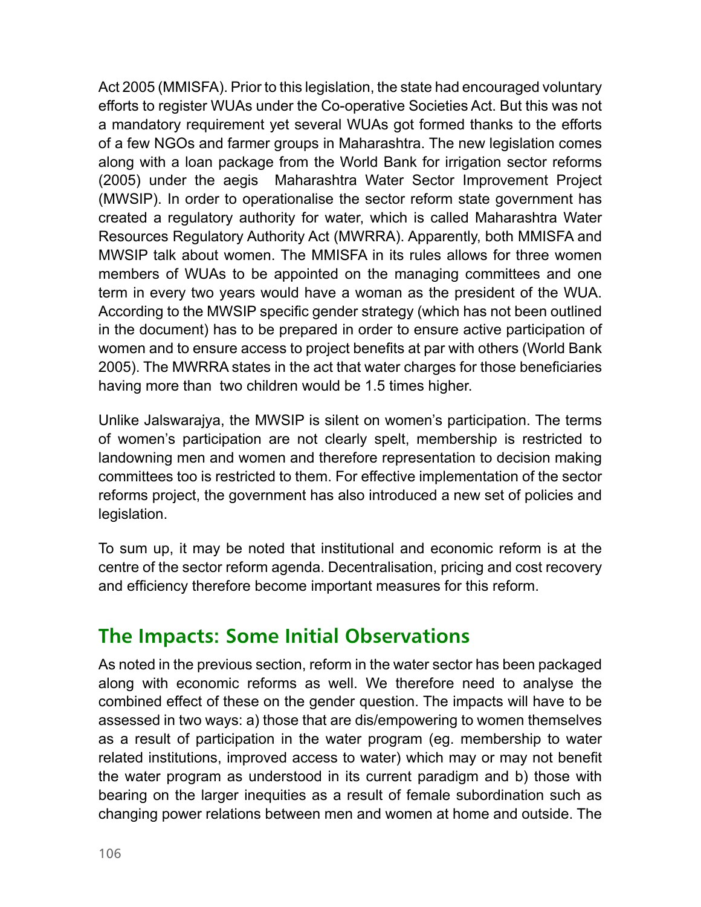Act 2005 (MMISFA). Prior to this legislation, the state had encouraged voluntary efforts to register WUAs under the Co-operative Societies Act. But this was not a mandatory requirement yet several WUAs got formed thanks to the efforts of a few NGOs and farmer groups in Maharashtra. The new legislation comes along with a loan package from the World Bank for irrigation sector reforms (2005) under the aegis Maharashtra Water Sector Improvement Project (MWSIP). In order to operationalise the sector reform state government has created a regulatory authority for water, which is called Maharashtra Water Resources Regulatory Authority Act (MWRRA). Apparently, both MMISFA and MWSIP talk about women. The MMISFA in its rules allows for three women members of WUAs to be appointed on the managing committees and one term in every two years would have a woman as the president of the WUA. According to the MWSIP specific gender strategy (which has not been outlined in the document) has to be prepared in order to ensure active participation of women and to ensure access to project benefits at par with others (World Bank 2005). The MWRRA states in the act that water charges for those beneficiaries having more than two children would be 1.5 times higher.

Unlike Jalswarajya, the MWSIP is silent on women's participation. The terms of women's participation are not clearly spelt, membership is restricted to landowning men and women and therefore representation to decision making committees too is restricted to them. For effective implementation of the sector reforms project, the government has also introduced a new set of policies and legislation.

To sum up, it may be noted that institutional and economic reform is at the centre of the sector reform agenda. Decentralisation, pricing and cost recovery and efficiency therefore become important measures for this reform.

## The Impacts: Some Initial Observations

As noted in the previous section, reform in the water sector has been packaged along with economic reforms as well. We therefore need to analyse the combined effect of these on the gender question. The impacts will have to be assessed in two ways: a) those that are dis/empowering to women themselves as a result of participation in the water program (eg. membership to water related institutions, improved access to water) which may or may not benefit the water program as understood in its current paradigm and b) those with bearing on the larger inequities as a result of female subordination such as changing power relations between men and women at home and outside. The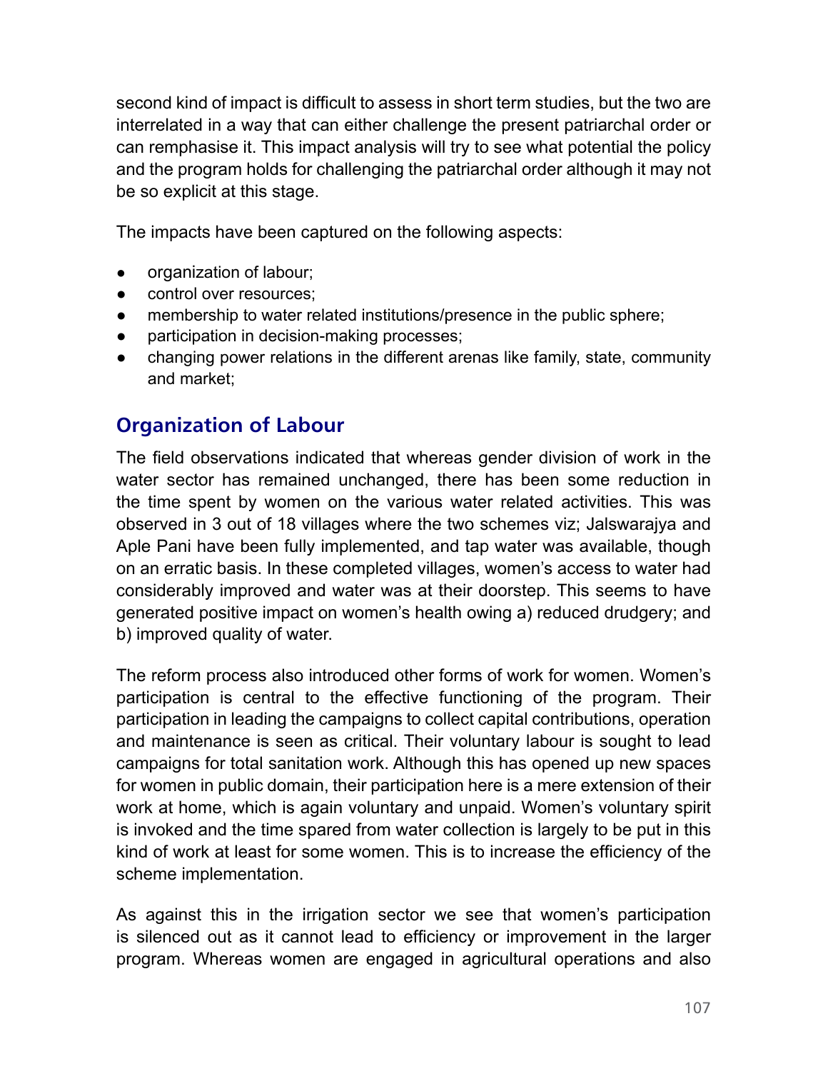second kind of impact is difficult to assess in short term studies, but the two are interrelated in a way that can either challenge the present patriarchal order or can remphasise it. This impact analysis will try to see what potential the policy and the program holds for challenging the patriarchal order although it may not be so explicit at this stage.

The impacts have been captured on the following aspects:

- organization of labour;
- control over resources;
- membership to water related institutions/presence in the public sphere;
- participation in decision-making processes;
- changing power relations in the different arenas like family, state, community and market;

## Organization of Labour

The field observations indicated that whereas gender division of work in the water sector has remained unchanged, there has been some reduction in the time spent by women on the various water related activities. This was observed in 3 out of 18 villages where the two schemes viz; Jalswarajya and Aple Pani have been fully implemented, and tap water was available, though on an erratic basis. In these completed villages, women's access to water had considerably improved and water was at their doorstep. This seems to have generated positive impact on women's health owing a) reduced drudgery; and b) improved quality of water.

The reform process also introduced other forms of work for women. Women's participation is central to the effective functioning of the program. Their participation in leading the campaigns to collect capital contributions, operation and maintenance is seen as critical. Their voluntary labour is sought to lead campaigns for total sanitation work. Although this has opened up new spaces for women in public domain, their participation here is a mere extension of their work at home, which is again voluntary and unpaid. Women's voluntary spirit is invoked and the time spared from water collection is largely to be put in this kind of work at least for some women. This is to increase the efficiency of the scheme implementation.

As against this in the irrigation sector we see that women's participation is silenced out as it cannot lead to efficiency or improvement in the larger program. Whereas women are engaged in agricultural operations and also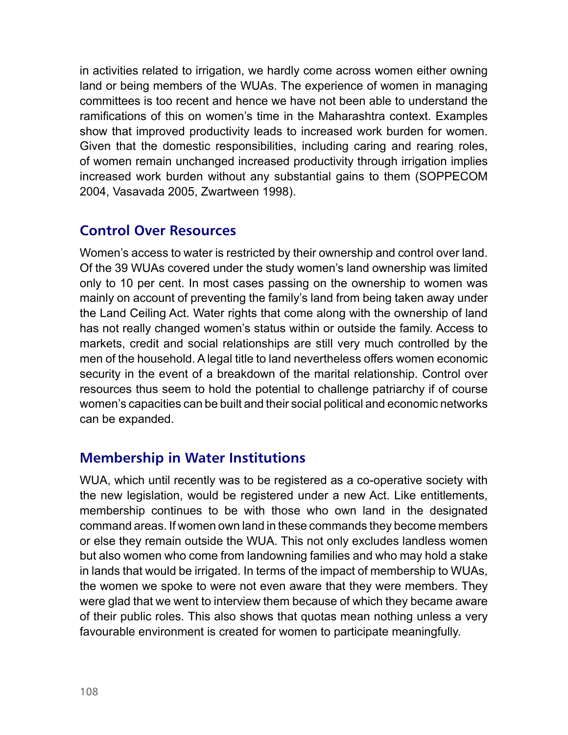in activities related to irrigation, we hardly come across women either owning land or being members of the WUAs. The experience of women in managing committees is too recent and hence we have not been able to understand the ramifications of this on women's time in the Maharashtra context. Examples show that improved productivity leads to increased work burden for women. Given that the domestic responsibilities, including caring and rearing roles, of women remain unchanged increased productivity through irrigation implies increased work burden without any substantial gains to them (SOPPECOM 2004, Vasavada 2005, Zwartween 1998).

## Control Over Resources

Women's access to water is restricted by their ownership and control over land. Of the 39 WUAs covered under the study women's land ownership was limited only to 10 per cent. In most cases passing on the ownership to women was mainly on account of preventing the family's land from being taken away under the Land Ceiling Act. Water rights that come along with the ownership of land has not really changed women's status within or outside the family. Access to markets, credit and social relationships are still very much controlled by the men of the household. A legal title to land nevertheless offers women economic security in the event of a breakdown of the marital relationship. Control over resources thus seem to hold the potential to challenge patriarchy if of course women's capacities can be built and their social political and economic networks can be expanded.

## Membership in Water Institutions

WUA, which until recently was to be registered as a co-operative society with the new legislation, would be registered under a new Act. Like entitlements, membership continues to be with those who own land in the designated command areas. If women own land in these commands they become members or else they remain outside the WUA. This not only excludes landless women but also women who come from landowning families and who may hold a stake in lands that would be irrigated. In terms of the impact of membership to WUAs, the women we spoke to were not even aware that they were members. They were glad that we went to interview them because of which they became aware of their public roles. This also shows that quotas mean nothing unless a very favourable environment is created for women to participate meaningfully.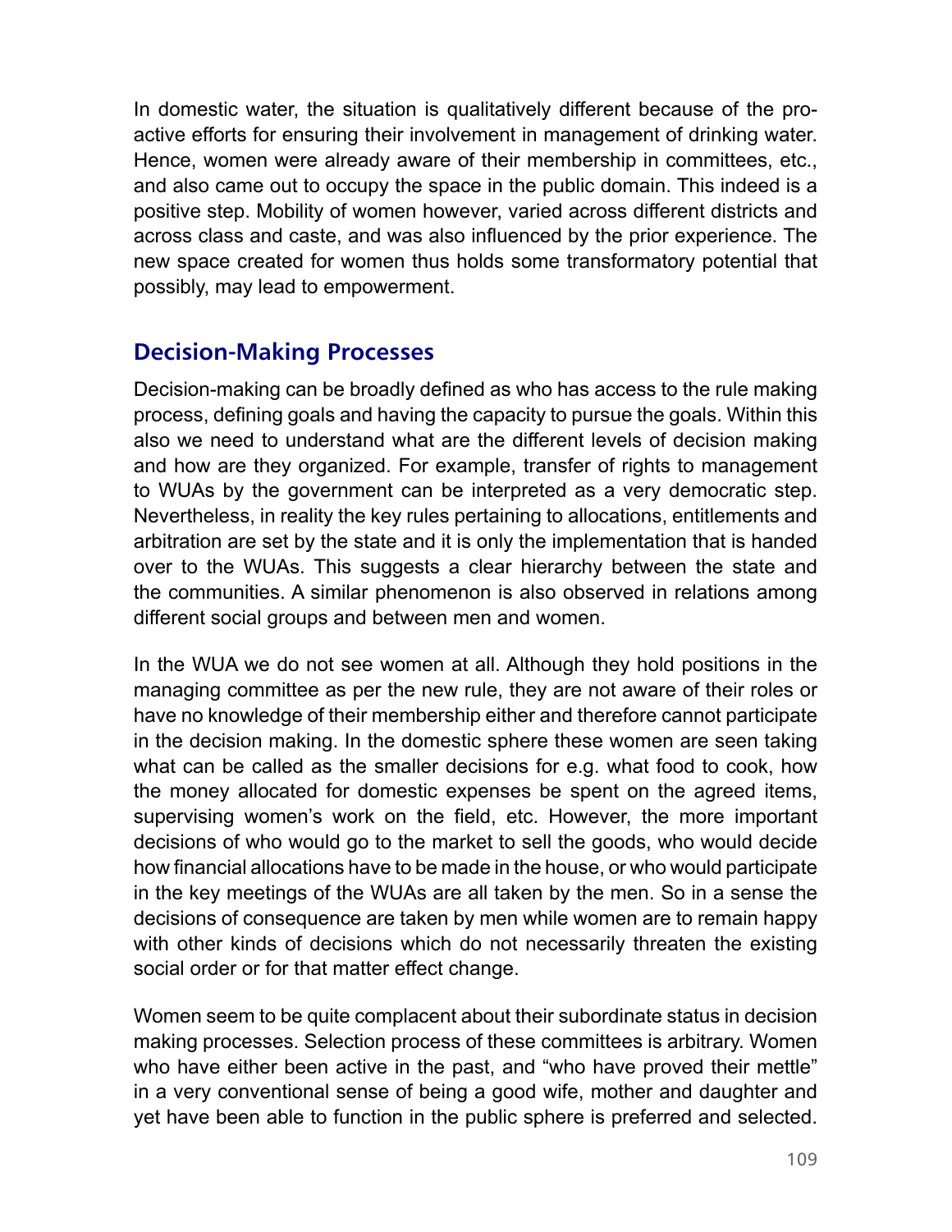In domestic water, the situation is qualitatively different because of the pro-active efforts for ensuring their involvement in management of drinking water. Hence, women were already aware of their membership in committees, etc., and also came out to occupy the space in the public domain. This indeed is a positive step. Mobility of women however, varied across different districts and across class and caste, and was also influenced by the prior experience. The new space created for women thus holds some transformatory potential that possibly, may lead to empowerment.

## Decision-Making Processes

Decision-making can be broadly defined as who has access to the rule making process, defining goals and having the capacity to pursue the goals. Within this also we need to understand what are the different levels of decision making and how are they organized. For example, transfer of rights to management to WUAs by the government can be interpreted as a very democratic step. Nevertheless, in reality the key rules pertaining to allocations, entitlements and arbitration are set by the state and it is only the implementation that is handed over to the WUAs. This suggests a clear hierarchy between the state and the communities. A similar phenomenon is also observed in relations among different social groups and between men and women.

In the WUA we do not see women at all. Although they hold positions in the managing committee as per the new rule, they are not aware of their roles or have no knowledge of their membership either and therefore cannot participate in the decision making. In the domestic sphere these women are seen taking what can be called as the smaller decisions for e.g. what food to cook, how the money allocated for domestic expenses be spent on the agreed items, supervising women's work on the field, etc. However, the more important decisions of who would go to the market to sell the goods, who would decide how financial allocations have to be made in the house, or who would participate in the key meetings of the WUAs are all taken by the men. So in a sense the decisions of consequence are taken by men while women are to remain happy with other kinds of decisions which do not necessarily threaten the existing social order or for that matter effect change.

Women seem to be quite complacent about their subordinate status in decision making processes. Selection process of these committees is arbitrary. Women who have either been active in the past, and "who have proved their mettle" in a very conventional sense of being a good wife, mother and daughter and yet have been able to function in the public sphere is preferred and selected.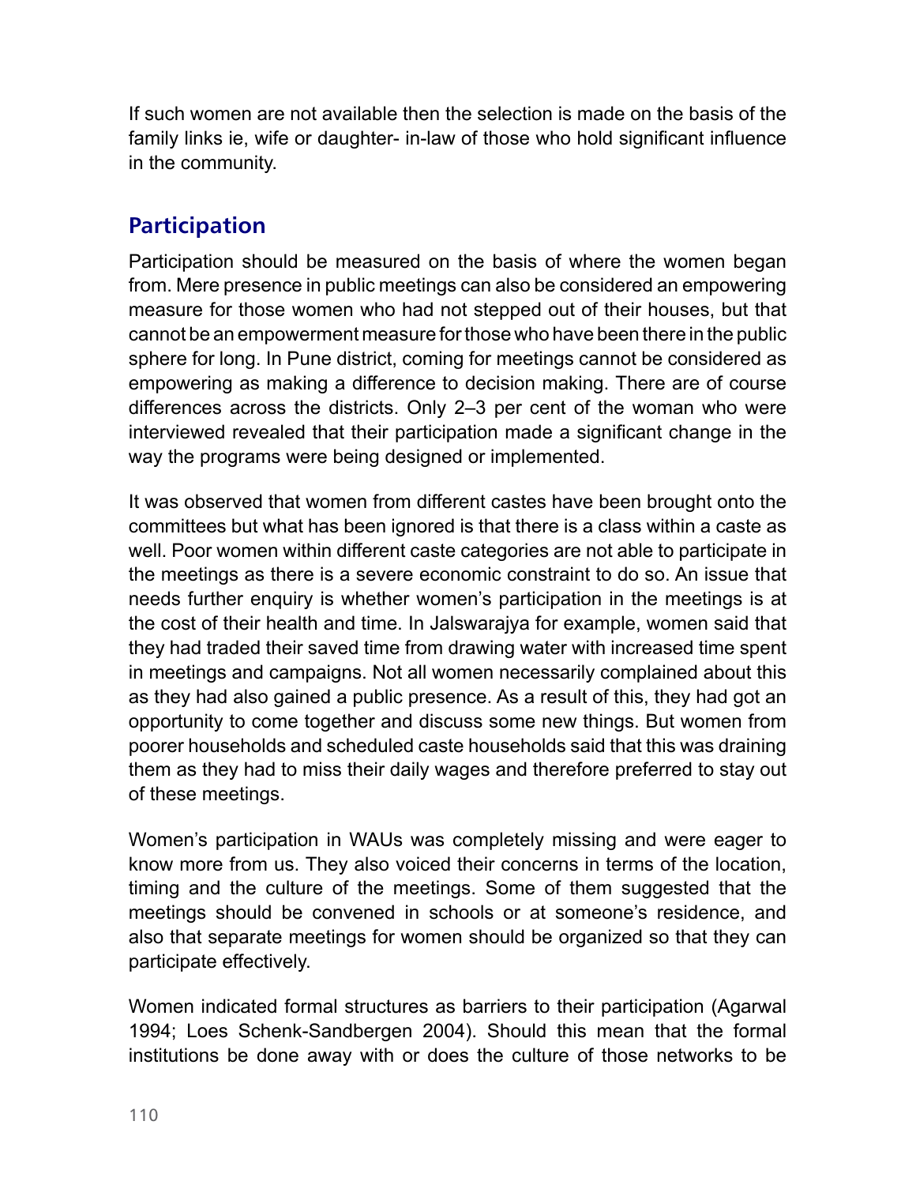If such women are not available then the selection is made on the basis of the family links ie, wife or daughter- in-law of those who hold significant influence in the community.

## Participation

Participation should be measured on the basis of where the women began from. Mere presence in public meetings can also be considered an empowering measure for those women who had not stepped out of their houses, but that cannot be an empowerment measure for those who have been there in the public sphere for long. In Pune district, coming for meetings cannot be considered as empowering as making a difference to decision making. There are of course differences across the districts. Only 2–3 per cent of the woman who were interviewed revealed that their participation made a significant change in the way the programs were being designed or implemented.

It was observed that women from different castes have been brought onto the committees but what has been ignored is that there is a class within a caste as well. Poor women within different caste categories are not able to participate in the meetings as there is a severe economic constraint to do so. An issue that needs further enquiry is whether women's participation in the meetings is at the cost of their health and time. In Jalswarajya for example, women said that they had traded their saved time from drawing water with increased time spent in meetings and campaigns. Not all women necessarily complained about this as they had also gained a public presence. As a result of this, they had got an opportunity to come together and discuss some new things. But women from poorer households and scheduled caste households said that this was draining them as they had to miss their daily wages and therefore preferred to stay out of these meetings.

Women's participation in WAUs was completely missing and were eager to know more from us. They also voiced their concerns in terms of the location, timing and the culture of the meetings. Some of them suggested that the meetings should be convened in schools or at someone's residence, and also that separate meetings for women should be organized so that they can participate effectively.

Women indicated formal structures as barriers to their participation (Agarwal 1994; Loes Schenk-Sandbergen 2004). Should this mean that the formal institutions be done away with or does the culture of those networks to be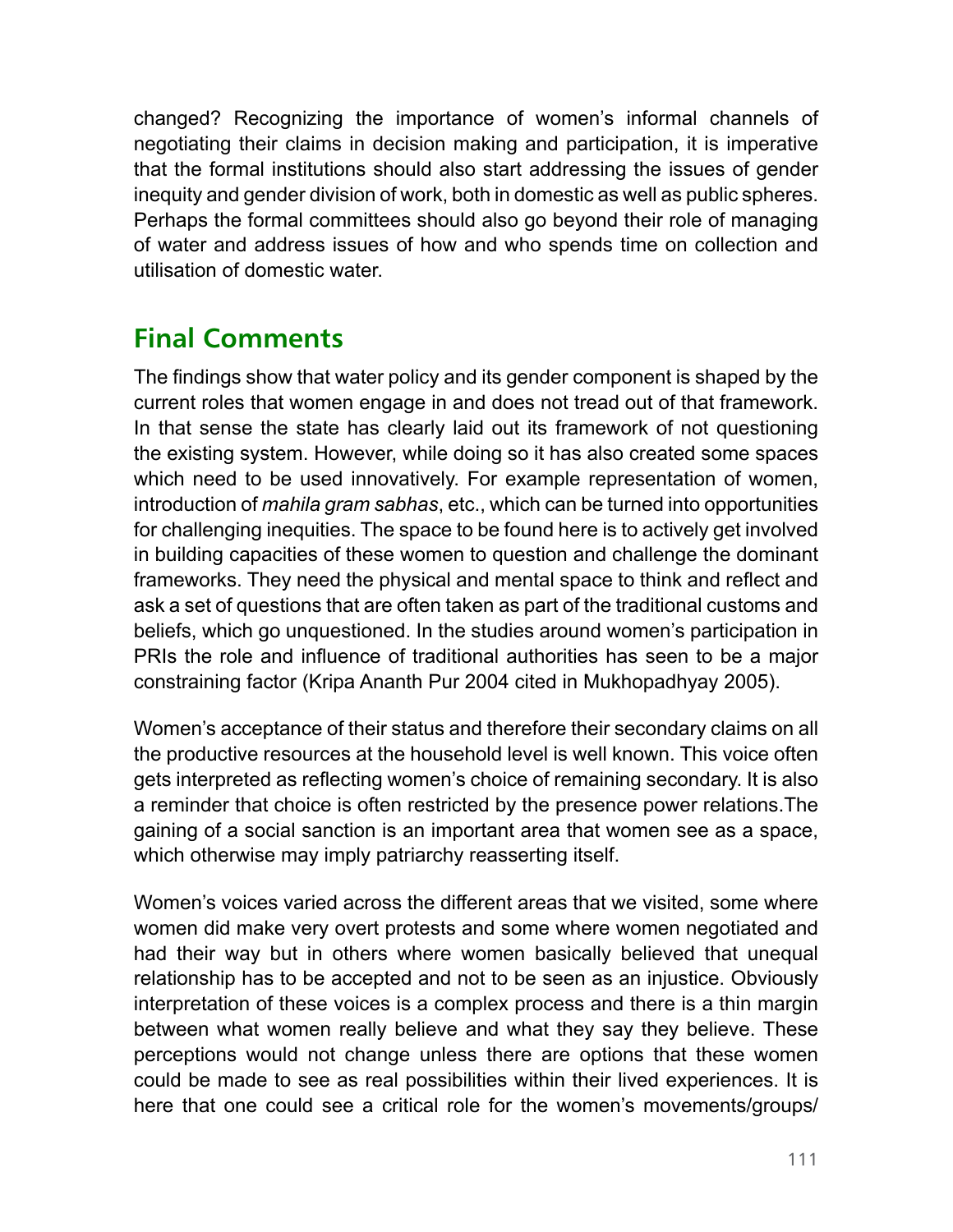changed? Recognizing the importance of women's informal channels of negotiating their claims in decision making and participation, it is imperative that the formal institutions should also start addressing the issues of gender inequity and gender division of work, both in domestic as well as public spheres. Perhaps the formal committees should also go beyond their role of managing of water and address issues of how and who spends time on collection and utilisation of domestic water.

## Final Comments

The findings show that water policy and its gender component is shaped by the current roles that women engage in and does not tread out of that framework. In that sense the state has clearly laid out its framework of not questioning the existing system. However, while doing so it has also created some spaces which need to be used innovatively. For example representation of women, introduction of *mahila gram sabhas*, etc., which can be turned into opportunities for challenging inequities. The space to be found here is to actively get involved in building capacities of these women to question and challenge the dominant frameworks. They need the physical and mental space to think and reflect and ask a set of questions that are often taken as part of the traditional customs and beliefs, which go unquestioned. In the studies around women's participation in PRIs the role and influence of traditional authorities has seen to be a major constraining factor (Kripa Ananth Pur 2004 cited in Mukhopadhyay 2005).

Women's acceptance of their status and therefore their secondary claims on all the productive resources at the household level is well known. This voice often gets interpreted as reflecting women's choice of remaining secondary. It is also a reminder that choice is often restricted by the presence power relations.The gaining of a social sanction is an important area that women see as a space, which otherwise may imply patriarchy reasserting itself.

Women's voices varied across the different areas that we visited, some where women did make very overt protests and some where women negotiated and had their way but in others where women basically believed that unequal relationship has to be accepted and not to be seen as an injustice. Obviously interpretation of these voices is a complex process and there is a thin margin between what women really believe and what they say they believe. These perceptions would not change unless there are options that these women could be made to see as real possibilities within their lived experiences. It is here that one could see a critical role for the women's movements/groups/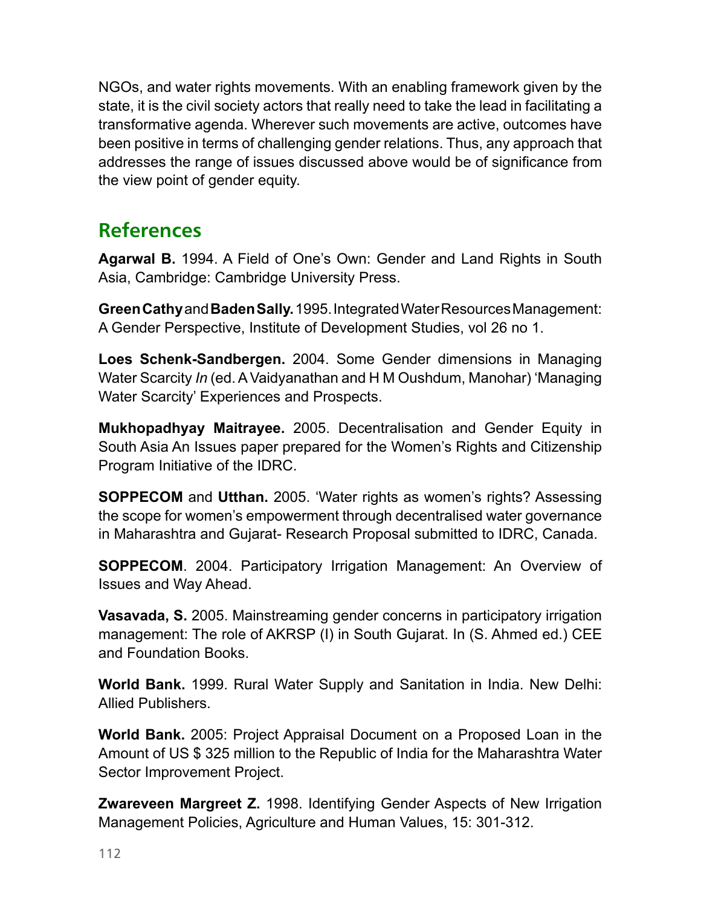NGOs, and water rights movements. With an enabling framework given by the state, it is the civil society actors that really need to take the lead in facilitating a transformative agenda. Wherever such movements are active, outcomes have been positive in terms of challenging gender relations. Thus, any approach that addresses the range of issues discussed above would be of significance from the view point of gender equity.

## References

**Agarwal B.** 1994. A Field of One's Own: Gender and Land Rights in South Asia, Cambridge: Cambridge University Press.

**Green Cathy** and **Baden Sally.** 1995. Integrated Water Resources Management: A Gender Perspective, Institute of Development Studies, vol 26 no 1.

**Loes Schenk-Sandbergen.** 2004. Some Gender dimensions in Managing Water Scarcity *In* (ed. A Vaidyanathan and H M Oushdum, Manohar) 'Managing Water Scarcity' Experiences and Prospects.

**Mukhopadhyay Maitrayee.** 2005. Decentralisation and Gender Equity in South Asia An Issues paper prepared for the Women's Rights and Citizenship Program Initiative of the IDRC.

**SOPPECOM** and **Utthan.** 2005. 'Water rights as women's rights? Assessing the scope for women's empowerment through decentralised water governance in Maharashtra and Gujarat- Research Proposal submitted to IDRC, Canada.

**SOPPECOM**. 2004. Participatory Irrigation Management: An Overview of Issues and Way Ahead.

**Vasavada, S.** 2005. Mainstreaming gender concerns in participatory irrigation management: The role of AKRSP (I) in South Gujarat. In (S. Ahmed ed.) CEE and Foundation Books.

**World Bank.** 1999. Rural Water Supply and Sanitation in India. New Delhi: Allied Publishers.

**World Bank.** 2005: Project Appraisal Document on a Proposed Loan in the Amount of US $ 325 million to the Republic of India for the Maharashtra Water Sector Improvement Project.

**Zwareveen Margreet Z.** 1998. Identifying Gender Aspects of New Irrigation Management Policies, Agriculture and Human Values, 15: 301-312.